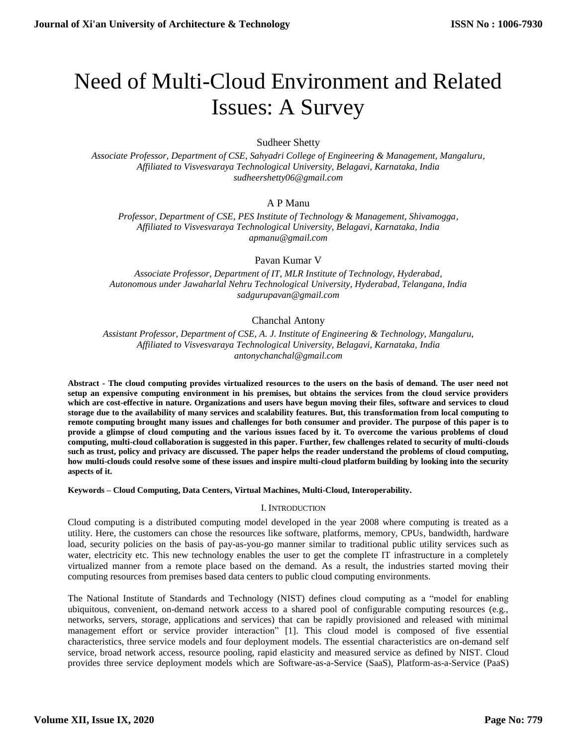# Need of Multi-Cloud Environment and Related Issues: A Survey

Sudheer Shetty

*Associate Professor, Department of CSE, Sahyadri College of Engineering & Management, Mangaluru, Affiliated to Visvesvaraya Technological University, Belagavi, Karnataka, India*
*sudheershetty06@gmail.com*

A P Manu

*Professor, Department of CSE, PES Institute of Technology & Management, Shivamogga, Affiliated to Visvesvaraya Technological University, Belagavi, Karnataka, India*
*apmanu@gmail.com*

Pavan Kumar V

*Associate Professor, Department of IT, MLR Institute of Technology, Hyderabad, Autonomous under Jawaharlal Nehru Technological University, Hyderabad, Telangana, India*
*sadgurupavan@gmail.com*

Chanchal Antony

*Assistant Professor, Department of CSE, A. J. Institute of Engineering & Technology, Mangaluru, Affiliated to Visvesvaraya Technological University, Belagavi, Karnataka, India*
*antonychanchal@gmail.com*

**Abstract - The cloud computing provides virtualized resources to the users on the basis of demand. The user need not setup an expensive computing environment in his premises, but obtains the services from the cloud service providers which are cost-effective in nature. Organizations and users have begun moving their files, software and services to cloud storage due to the availability of many services and scalability features. But, this transformation from local computing to remote computing brought many issues and challenges for both consumer and provider. The purpose of this paper is to provide a glimpse of cloud computing and the various issues faced by it. To overcome the various problems of cloud computing, multi-cloud collaboration is suggested in this paper. Further, few challenges related to security of multi-clouds such as trust, policy and privacy are discussed. The paper helps the reader understand the problems of cloud computing, how multi-clouds could resolve some of these issues and inspire multi-cloud platform building by looking into the security aspects of it.**

**Keywords – Cloud Computing, Data Centers, Virtual Machines, Multi-Cloud, Interoperability.**

## I. Introduction

Cloud computing is a distributed computing model developed in the year 2008 where computing is treated as a utility. Here, the customers can chose the resources like software, platforms, memory, CPUs, bandwidth, hardware load, security policies on the basis of pay-as-you-go manner similar to traditional public utility services such as water, electricity etc. This new technology enables the user to get the complete IT infrastructure in a completely virtualized manner from a remote place based on the demand. As a result, the industries started moving their computing resources from premises based data centers to public cloud computing environments.

The National Institute of Standards and Technology (NIST) defines cloud computing as a "model for enabling ubiquitous, convenient, on-demand network access to a shared pool of configurable computing resources (e.g., networks, servers, storage, applications and services) that can be rapidly provisioned and released with minimal management effort or service provider interaction" [1]. This cloud model is composed of five essential characteristics, three service models and four deployment models. The essential characteristics are on-demand self service, broad network access, resource pooling, rapid elasticity and measured service as defined by NIST. Cloud provides three service deployment models which are Software-as-a-Service (SaaS), Platform-as-a-Service (PaaS)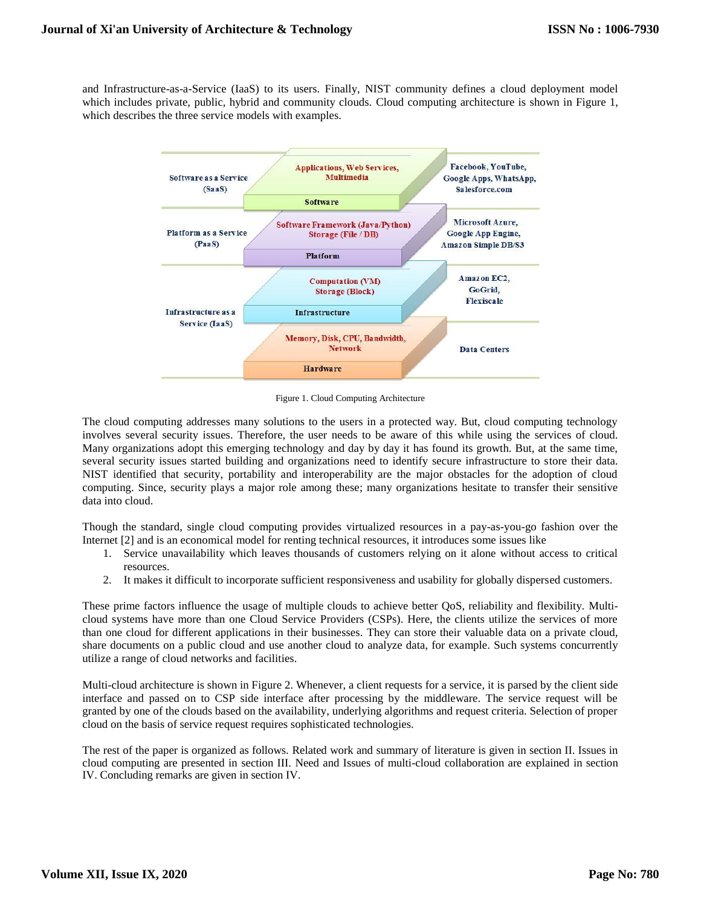and Infrastructure-as-a-Service (IaaS) to its users. Finally, NIST community defines a cloud deployment model which includes private, public, hybrid and community clouds. Cloud computing architecture is shown in Figure 1, which describes the three service models with examples.

Figure 1. Cloud Computing Architecture

The cloud computing addresses many solutions to the users in a protected way. But, cloud computing technology involves several security issues. Therefore, the user needs to be aware of this while using the services of cloud. Many organizations adopt this emerging technology and day by day it has found its growth. But, at the same time, several security issues started building and organizations need to identify secure infrastructure to store their data. NIST identified that security, portability and interoperability are the major obstacles for the adoption of cloud computing. Since, security plays a major role among these; many organizations hesitate to transfer their sensitive data into cloud.

Though the standard, single cloud computing provides virtualized resources in a pay-as-you-go fashion over the Internet [2] and is an economical model for renting technical resources, it introduces some issues like

1. Service unavailability which leaves thousands of customers relying on it alone without access to critical resources.
2. It makes it difficult to incorporate sufficient responsiveness and usability for globally dispersed customers.

These prime factors influence the usage of multiple clouds to achieve better QoS, reliability and flexibility. Multi-cloud systems have more than one Cloud Service Providers (CSPs). Here, the clients utilize the services of more than one cloud for different applications in their businesses. They can store their valuable data on a private cloud, share documents on a public cloud and use another cloud to analyze data, for example. Such systems concurrently utilize a range of cloud networks and facilities.

Multi-cloud architecture is shown in Figure 2. Whenever, a client requests for a service, it is parsed by the client side interface and passed on to CSP side interface after processing by the middleware. The service request will be granted by one of the clouds based on the availability, underlying algorithms and request criteria. Selection of proper cloud on the basis of service request requires sophisticated technologies.

The rest of the paper is organized as follows. Related work and summary of literature is given in section II. Issues in cloud computing are presented in section III. Need and Issues of multi-cloud collaboration are explained in section IV. Concluding remarks are given in section IV.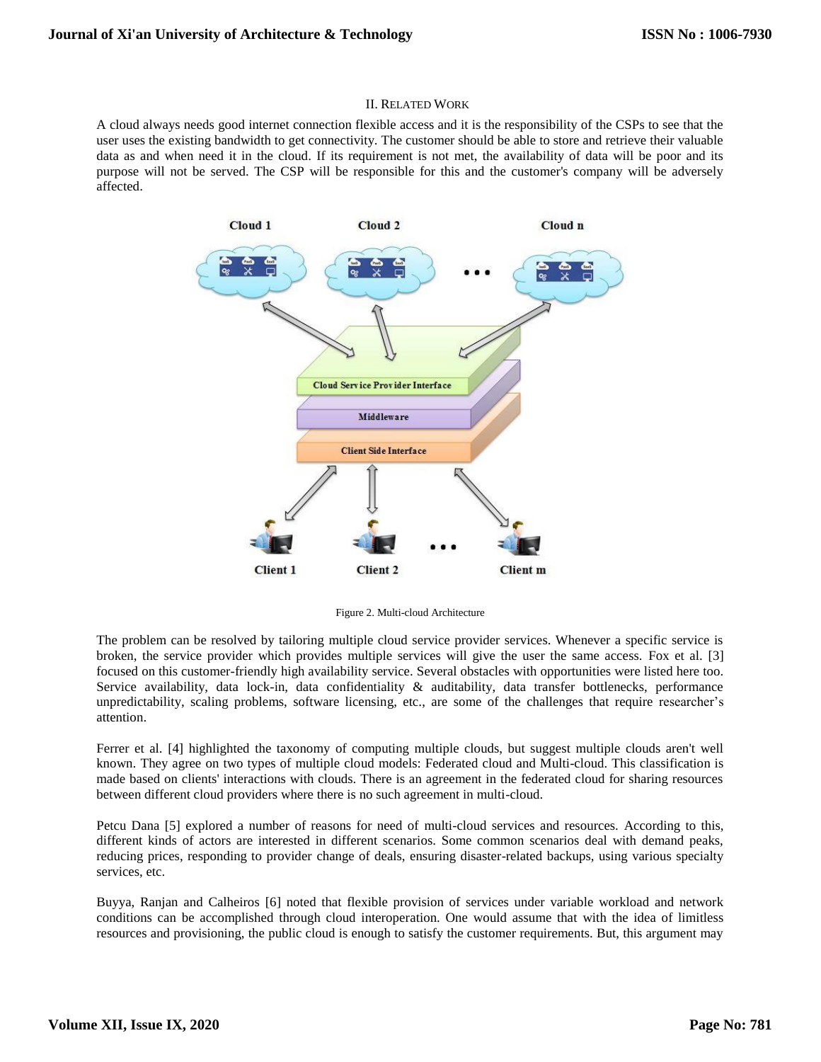## II. RELATED WORK

A cloud always needs good internet connection flexible access and it is the responsibility of the CSPs to see that the user uses the existing bandwidth to get connectivity. The customer should be able to store and retrieve their valuable data as and when need it in the cloud. If its requirement is not met, the availability of data will be poor and its purpose will not be served. The CSP will be responsible for this and the customer's company will be adversely affected.

Figure 2. Multi-cloud Architecture

The problem can be resolved by tailoring multiple cloud service provider services. Whenever a specific service is broken, the service provider which provides multiple services will give the user the same access. Fox et al. [3] focused on this customer-friendly high availability service. Several obstacles with opportunities were listed here too. Service availability, data lock-in, data confidentiality & auditability, data transfer bottlenecks, performance unpredictability, scaling problems, software licensing, etc., are some of the challenges that require researcher's attention.

Ferrer et al. [4] highlighted the taxonomy of computing multiple clouds, but suggest multiple clouds aren't well known. They agree on two types of multiple cloud models: Federated cloud and Multi-cloud. This classification is made based on clients' interactions with clouds. There is an agreement in the federated cloud for sharing resources between different cloud providers where there is no such agreement in multi-cloud.

Petcu Dana [5] explored a number of reasons for need of multi-cloud services and resources. According to this, different kinds of actors are interested in different scenarios. Some common scenarios deal with demand peaks, reducing prices, responding to provider change of deals, ensuring disaster-related backups, using various specialty services, etc.

Buyya, Ranjan and Calheiros [6] noted that flexible provision of services under variable workload and network conditions can be accomplished through cloud interoperation. One would assume that with the idea of limitless resources and provisioning, the public cloud is enough to satisfy the customer requirements. But, this argument may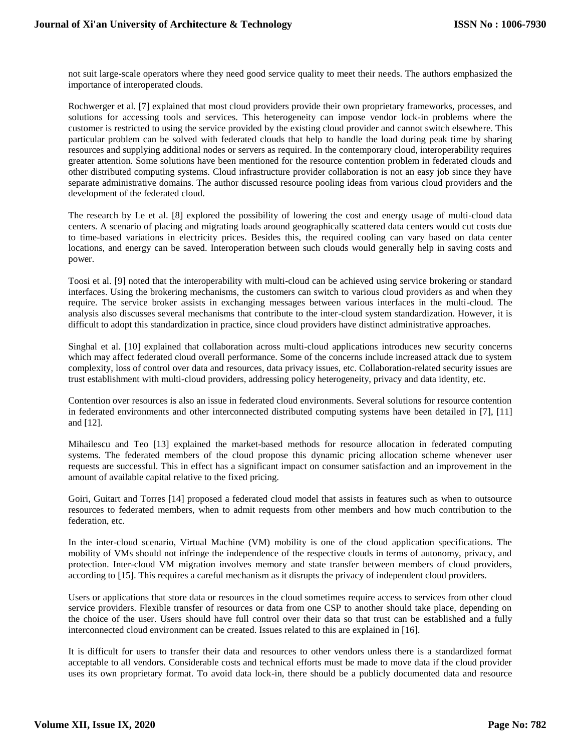not suit large-scale operators where they need good service quality to meet their needs. The authors emphasized the importance of interoperated clouds.

Rochwerger et al. [7] explained that most cloud providers provide their own proprietary frameworks, processes, and solutions for accessing tools and services. This heterogeneity can impose vendor lock-in problems where the customer is restricted to using the service provided by the existing cloud provider and cannot switch elsewhere. This particular problem can be solved with federated clouds that help to handle the load during peak time by sharing resources and supplying additional nodes or servers as required. In the contemporary cloud, interoperability requires greater attention. Some solutions have been mentioned for the resource contention problem in federated clouds and other distributed computing systems. Cloud infrastructure provider collaboration is not an easy job since they have separate administrative domains. The author discussed resource pooling ideas from various cloud providers and the development of the federated cloud.

The research by Le et al. [8] explored the possibility of lowering the cost and energy usage of multi-cloud data centers. A scenario of placing and migrating loads around geographically scattered data centers would cut costs due to time-based variations in electricity prices. Besides this, the required cooling can vary based on data center locations, and energy can be saved. Interoperation between such clouds would generally help in saving costs and power.

Toosi et al. [9] noted that the interoperability with multi-cloud can be achieved using service brokering or standard interfaces. Using the brokering mechanisms, the customers can switch to various cloud providers as and when they require. The service broker assists in exchanging messages between various interfaces in the multi-cloud. The analysis also discusses several mechanisms that contribute to the inter-cloud system standardization. However, it is difficult to adopt this standardization in practice, since cloud providers have distinct administrative approaches.

Singhal et al. [10] explained that collaboration across multi-cloud applications introduces new security concerns which may affect federated cloud overall performance. Some of the concerns include increased attack due to system complexity, loss of control over data and resources, data privacy issues, etc. Collaboration-related security issues are trust establishment with multi-cloud providers, addressing policy heterogeneity, privacy and data identity, etc.

Contention over resources is also an issue in federated cloud environments. Several solutions for resource contention in federated environments and other interconnected distributed computing systems have been detailed in [7], [11] and [12].

Mihailescu and Teo [13] explained the market-based methods for resource allocation in federated computing systems. The federated members of the cloud propose this dynamic pricing allocation scheme whenever user requests are successful. This in effect has a significant impact on consumer satisfaction and an improvement in the amount of available capital relative to the fixed pricing.

Goiri, Guitart and Torres [14] proposed a federated cloud model that assists in features such as when to outsource resources to federated members, when to admit requests from other members and how much contribution to the federation, etc.

In the inter-cloud scenario, Virtual Machine (VM) mobility is one of the cloud application specifications. The mobility of VMs should not infringe the independence of the respective clouds in terms of autonomy, privacy, and protection. Inter-cloud VM migration involves memory and state transfer between members of cloud providers, according to [15]. This requires a careful mechanism as it disrupts the privacy of independent cloud providers.

Users or applications that store data or resources in the cloud sometimes require access to services from other cloud service providers. Flexible transfer of resources or data from one CSP to another should take place, depending on the choice of the user. Users should have full control over their data so that trust can be established and a fully interconnected cloud environment can be created. Issues related to this are explained in [16].

It is difficult for users to transfer their data and resources to other vendors unless there is a standardized format acceptable to all vendors. Considerable costs and technical efforts must be made to move data if the cloud provider uses its own proprietary format. To avoid data lock-in, there should be a publicly documented data and resource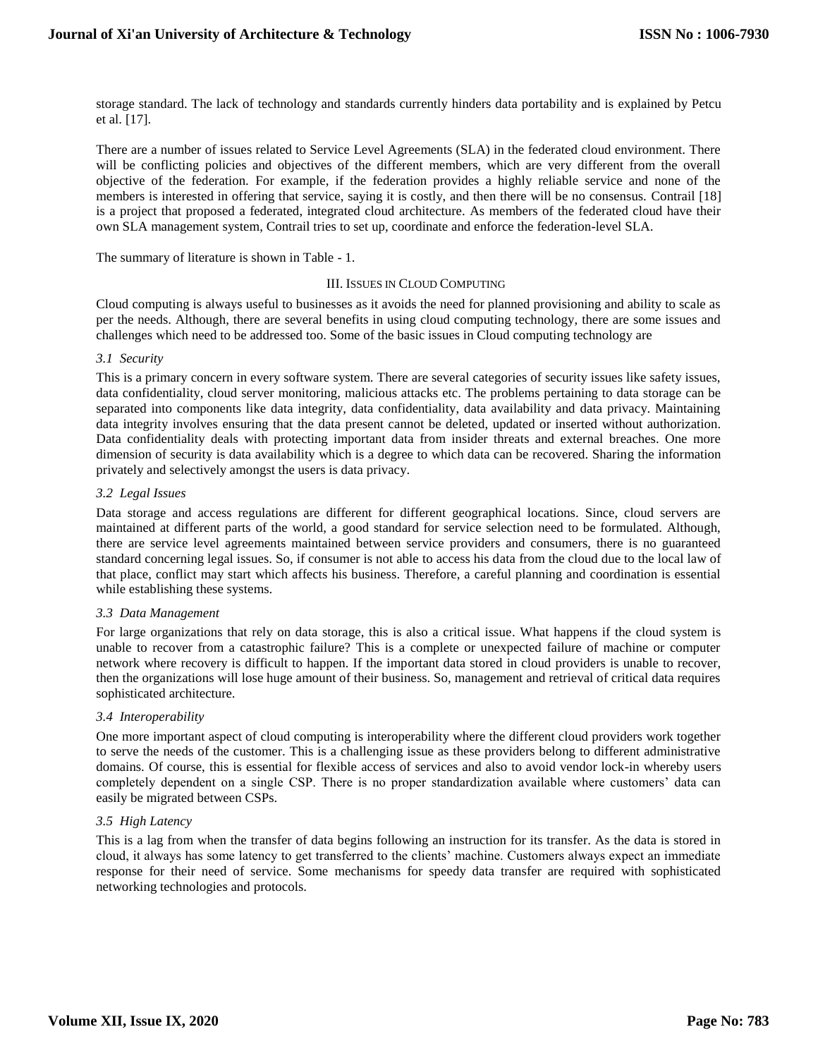storage standard. The lack of technology and standards currently hinders data portability and is explained by Petcu et al. [17].

There are a number of issues related to Service Level Agreements (SLA) in the federated cloud environment. There will be conflicting policies and objectives of the different members, which are very different from the overall objective of the federation. For example, if the federation provides a highly reliable service and none of the members is interested in offering that service, saying it is costly, and then there will be no consensus. Contrail [18] is a project that proposed a federated, integrated cloud architecture. As members of the federated cloud have their own SLA management system, Contrail tries to set up, coordinate and enforce the federation-level SLA.

The summary of literature is shown in Table - 1.

## III. Issues in Cloud Computing

Cloud computing is always useful to businesses as it avoids the need for planned provisioning and ability to scale as per the needs. Although, there are several benefits in using cloud computing technology, there are some issues and challenges which need to be addressed too. Some of the basic issues in Cloud computing technology are

### *3.1 Security*

This is a primary concern in every software system. There are several categories of security issues like safety issues, data confidentiality, cloud server monitoring, malicious attacks etc. The problems pertaining to data storage can be separated into components like data integrity, data confidentiality, data availability and data privacy. Maintaining data integrity involves ensuring that the data present cannot be deleted, updated or inserted without authorization. Data confidentiality deals with protecting important data from insider threats and external breaches. One more dimension of security is data availability which is a degree to which data can be recovered. Sharing the information privately and selectively amongst the users is data privacy.

### *3.2 Legal Issues*

Data storage and access regulations are different for different geographical locations. Since, cloud servers are maintained at different parts of the world, a good standard for service selection need to be formulated. Although, there are service level agreements maintained between service providers and consumers, there is no guaranteed standard concerning legal issues. So, if consumer is not able to access his data from the cloud due to the local law of that place, conflict may start which affects his business. Therefore, a careful planning and coordination is essential while establishing these systems.

### *3.3 Data Management*

For large organizations that rely on data storage, this is also a critical issue. What happens if the cloud system is unable to recover from a catastrophic failure? This is a complete or unexpected failure of machine or computer network where recovery is difficult to happen. If the important data stored in cloud providers is unable to recover, then the organizations will lose huge amount of their business. So, management and retrieval of critical data requires sophisticated architecture.

### *3.4 Interoperability*

One more important aspect of cloud computing is interoperability where the different cloud providers work together to serve the needs of the customer. This is a challenging issue as these providers belong to different administrative domains. Of course, this is essential for flexible access of services and also to avoid vendor lock-in whereby users completely dependent on a single CSP. There is no proper standardization available where customers' data can easily be migrated between CSPs.

### *3.5 High Latency*

This is a lag from when the transfer of data begins following an instruction for its transfer. As the data is stored in cloud, it always has some latency to get transferred to the clients' machine. Customers always expect an immediate response for their need of service. Some mechanisms for speedy data transfer are required with sophisticated networking technologies and protocols.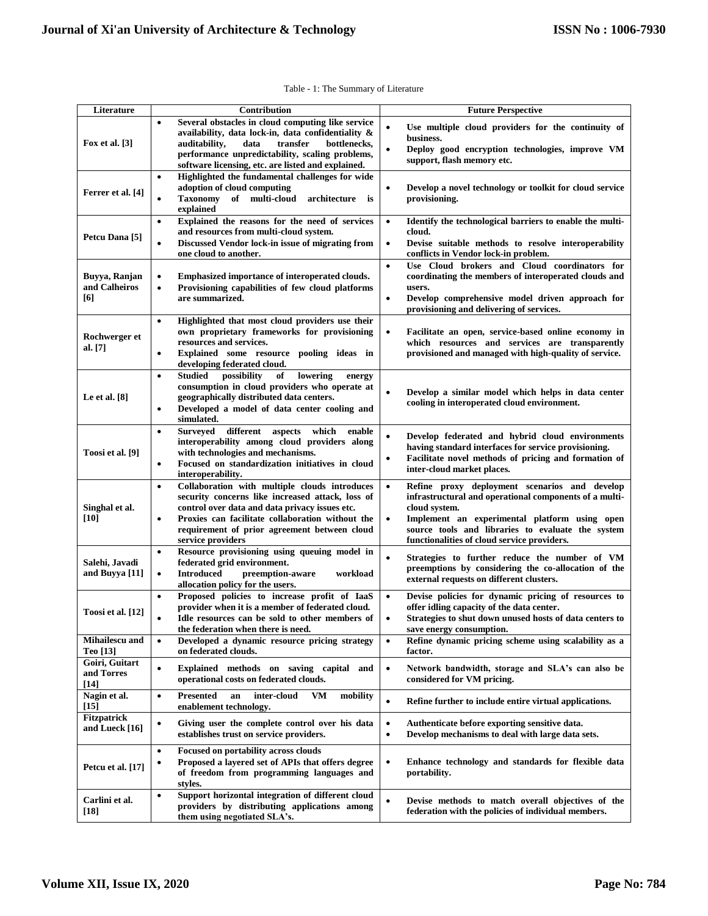Table - 1: The Summary of Literature

| Literature | Contribution | Future Perspective |
|---|---|---|
| Fox et al. [3] | • Several obstacles in cloud computing like service availability, data lock-in, data confidentiality & auditability, data transfer bottlenecks, performance unpredictability, scaling problems, software licensing, etc. are listed and explained. | • Use multiple cloud providers for the continuity of business. • Deploy good encryption technologies, improve VM support, flash memory etc. |
| Ferrer et al. [4] | • Highlighted the fundamental challenges for wide adoption of cloud computing • Taxonomy of multi-cloud architecture is explained | • Develop a novel technology or toolkit for cloud service provisioning. |
| Petcu Dana [5] | • Explained the reasons for the need of services and resources from multi-cloud system. • Discussed Vendor lock-in issue of migrating from one cloud to another. | • Identify the technological barriers to enable the multi-cloud. • Devise suitable methods to resolve interoperability conflicts in Vendor lock-in problem. |
| Buyya, Ranjan and Calheiros [6] | • Emphasized importance of interoperated clouds. • Provisioning capabilities of few cloud platforms are summarized. | • Use Cloud brokers and Cloud coordinators for coordinating the members of interoperated clouds and users. • Develop comprehensive model driven approach for provisioning and delivering of services. |
| Rochwerger et al. [7] | • Highlighted that most cloud providers use their own proprietary frameworks for provisioning resources and services. • Explained some resource pooling ideas in developing federated cloud. | • Facilitate an open, service-based online economy in which resources and services are transparently provisioned and managed with high-quality of service. |
| Le et al. [8] | • Studied possibility of lowering energy consumption in cloud providers who operate at geographically distributed data centers. • Developed a model of data center cooling and simulated. | • Develop a similar model which helps in data center cooling in interoperated cloud environment. |
| Toosi et al. [9] | • Surveyed different aspects which enable interoperability among cloud providers along with technologies and mechanisms. • Focused on standardization initiatives in cloud interoperability. | • Develop federated and hybrid cloud environments having standard interfaces for service provisioning. • Facilitate novel methods of pricing and formation of inter-cloud market places. |
| Singhal et al. [10] | • Collaboration with multiple clouds introduces security concerns like increased attack, loss of control over data and data privacy issues etc. • Proxies can facilitate collaboration without the requirement of prior agreement between cloud service providers | • Refine proxy deployment scenarios and develop infrastructural and operational components of a multi-cloud system. • Implement an experimental platform using open source tools and libraries to evaluate the system functionalities of cloud service providers. |
| Salehi, Javadi and Buyya [11] | • Resource provisioning using queuing model in federated grid environment. • Introduced preemption-aware workload allocation policy for the users. | • Strategies to further reduce the number of VM preemptions by considering the co-allocation of the external requests on different clusters. |
| Toosi et al. [12] | • Proposed policies to increase profit of IaaS provider when it is a member of federated cloud. • Idle resources can be sold to other members of the federation when there is need. | • Devise policies for dynamic pricing of resources to offer idling capacity of the data center. • Strategies to shut down unused hosts of data centers to save energy consumption. |
| Mihailescu and Teo [13] | • Developed a dynamic resource pricing strategy on federated clouds. | • Refine dynamic pricing scheme using scalability as a factor. |
| Goiri, Guitart and Torres [14] | • Explained methods on saving capital and operational costs on federated clouds. | • Network bandwidth, storage and SLA's can also be considered for VM pricing. |
| Nagin et al. [15] | • Presented an inter-cloud VM mobility enablement technology. | • Refine further to include entire virtual applications. |
| Fitzpatrick and Lueck [16] | • Giving user the complete control over his data establishes trust on service providers. | • Authenticate before exporting sensitive data. • Develop mechanisms to deal with large data sets. |
| Petcu et al. [17] | • Focused on portability across clouds • Proposed a layered set of APIs that offers degree of freedom from programming languages and styles. | • Enhance technology and standards for flexible data portability. |
| Carlini et al. [18] | • Support horizontal integration of different cloud providers by distributing applications among them using negotiated SLA's. | • Devise methods to match overall objectives of the federation with the policies of individual members. |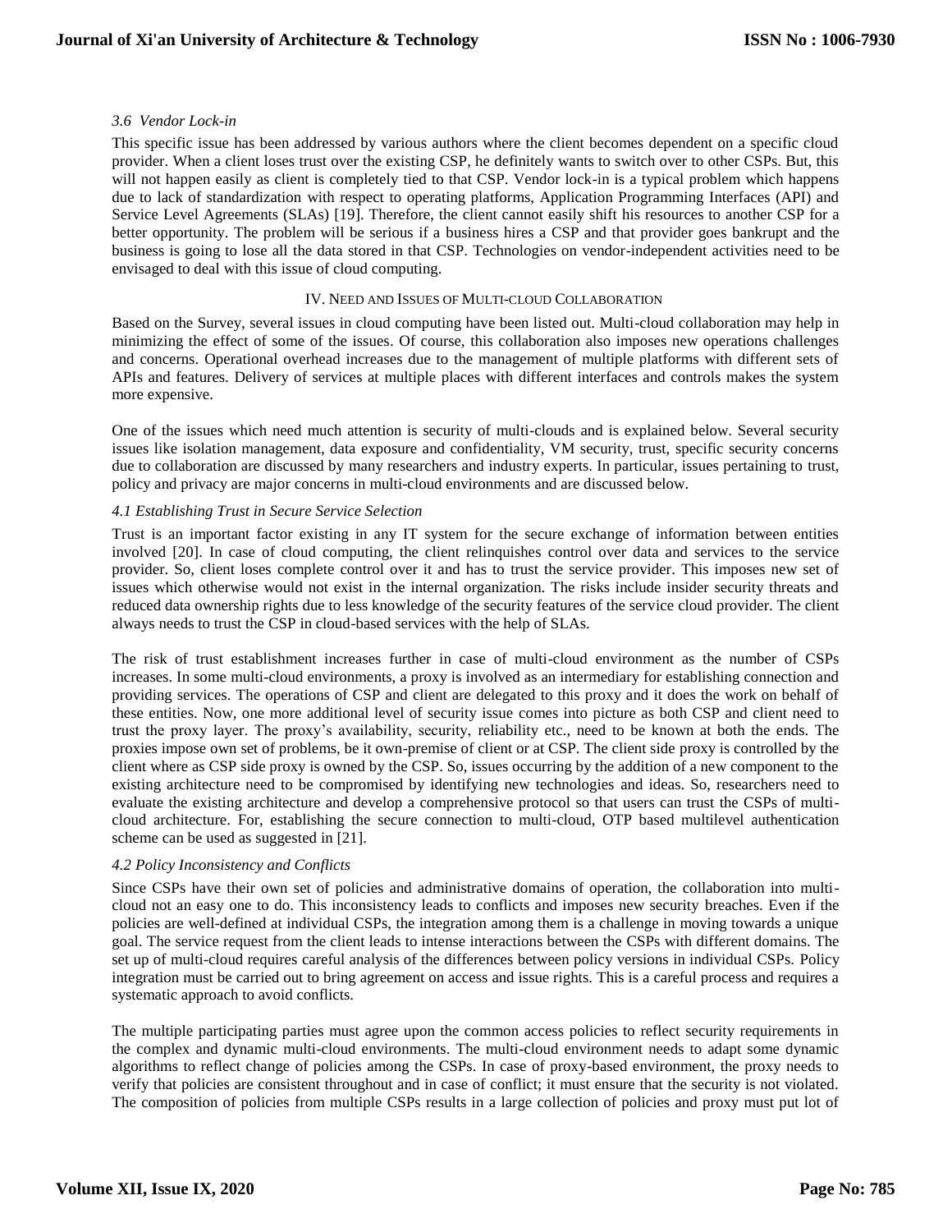### *3.6 Vendor Lock-in*

This specific issue has been addressed by various authors where the client becomes dependent on a specific cloud provider. When a client loses trust over the existing CSP, he definitely wants to switch over to other CSPs. But, this will not happen easily as client is completely tied to that CSP. Vendor lock-in is a typical problem which happens due to lack of standardization with respect to operating platforms, Application Programming Interfaces (API) and Service Level Agreements (SLAs) [19]. Therefore, the client cannot easily shift his resources to another CSP for a better opportunity. The problem will be serious if a business hires a CSP and that provider goes bankrupt and the business is going to lose all the data stored in that CSP. Technologies on vendor-independent activities need to be envisaged to deal with this issue of cloud computing.

## IV. Need and Issues of Multi-cloud Collaboration

Based on the Survey, several issues in cloud computing have been listed out. Multi-cloud collaboration may help in minimizing the effect of some of the issues. Of course, this collaboration also imposes new operations challenges and concerns. Operational overhead increases due to the management of multiple platforms with different sets of APIs and features. Delivery of services at multiple places with different interfaces and controls makes the system more expensive.

One of the issues which need much attention is security of multi-clouds and is explained below. Several security issues like isolation management, data exposure and confidentiality, VM security, trust, specific security concerns due to collaboration are discussed by many researchers and industry experts. In particular, issues pertaining to trust, policy and privacy are major concerns in multi-cloud environments and are discussed below.

### *4.1 Establishing Trust in Secure Service Selection*

Trust is an important factor existing in any IT system for the secure exchange of information between entities involved [20]. In case of cloud computing, the client relinquishes control over data and services to the service provider. So, client loses complete control over it and has to trust the service provider. This imposes new set of issues which otherwise would not exist in the internal organization. The risks include insider security threats and reduced data ownership rights due to less knowledge of the security features of the service cloud provider. The client always needs to trust the CSP in cloud-based services with the help of SLAs.

The risk of trust establishment increases further in case of multi-cloud environment as the number of CSPs increases. In some multi-cloud environments, a proxy is involved as an intermediary for establishing connection and providing services. The operations of CSP and client are delegated to this proxy and it does the work on behalf of these entities. Now, one more additional level of security issue comes into picture as both CSP and client need to trust the proxy layer. The proxy's availability, security, reliability etc., need to be known at both the ends. The proxies impose own set of problems, be it own-premise of client or at CSP. The client side proxy is controlled by the client where as CSP side proxy is owned by the CSP. So, issues occurring by the addition of a new component to the existing architecture need to be compromised by identifying new technologies and ideas. So, researchers need to evaluate the existing architecture and develop a comprehensive protocol so that users can trust the CSPs of multi-cloud architecture. For, establishing the secure connection to multi-cloud, OTP based multilevel authentication scheme can be used as suggested in [21].

### *4.2 Policy Inconsistency and Conflicts*

Since CSPs have their own set of policies and administrative domains of operation, the collaboration into multi-cloud not an easy one to do. This inconsistency leads to conflicts and imposes new security breaches. Even if the policies are well-defined at individual CSPs, the integration among them is a challenge in moving towards a unique goal. The service request from the client leads to intense interactions between the CSPs with different domains. The set up of multi-cloud requires careful analysis of the differences between policy versions in individual CSPs. Policy integration must be carried out to bring agreement on access and issue rights. This is a careful process and requires a systematic approach to avoid conflicts.

The multiple participating parties must agree upon the common access policies to reflect security requirements in the complex and dynamic multi-cloud environments. The multi-cloud environment needs to adapt some dynamic algorithms to reflect change of policies among the CSPs. In case of proxy-based environment, the proxy needs to verify that policies are consistent throughout and in case of conflict; it must ensure that the security is not violated. The composition of policies from multiple CSPs results in a large collection of policies and proxy must put lot of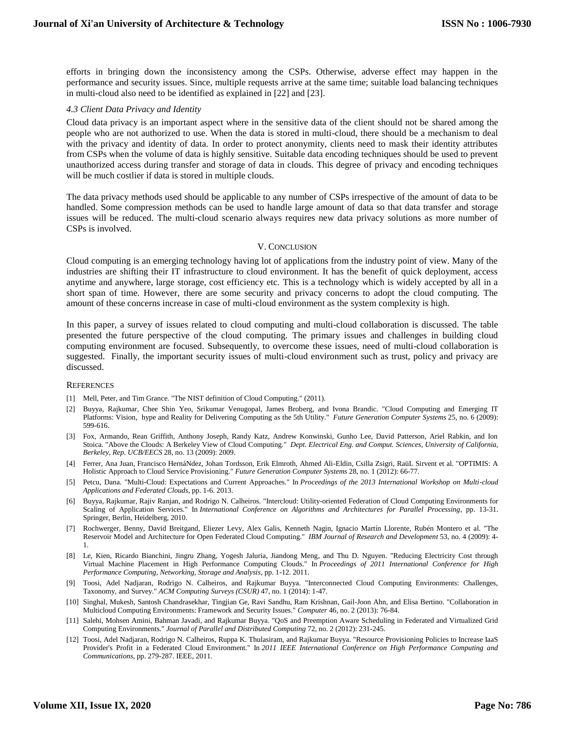efforts in bringing down the inconsistency among the CSPs. Otherwise, adverse effect may happen in the performance and security issues. Since, multiple requests arrive at the same time; suitable load balancing techniques in multi-cloud also need to be identified as explained in [22] and [23].

### *4.3 Client Data Privacy and Identity*

Cloud data privacy is an important aspect where in the sensitive data of the client should not be shared among the people who are not authorized to use. When the data is stored in multi-cloud, there should be a mechanism to deal with the privacy and identity of data. In order to protect anonymity, clients need to mask their identity attributes from CSPs when the volume of data is highly sensitive. Suitable data encoding techniques should be used to prevent unauthorized access during transfer and storage of data in clouds. This degree of privacy and encoding techniques will be much costlier if data is stored in multiple clouds.

The data privacy methods used should be applicable to any number of CSPs irrespective of the amount of data to be handled. Some compression methods can be used to handle large amount of data so that data transfer and storage issues will be reduced. The multi-cloud scenario always requires new data privacy solutions as more number of CSPs is involved.

## V. Conclusion

Cloud computing is an emerging technology having lot of applications from the industry point of view. Many of the industries are shifting their IT infrastructure to cloud environment. It has the benefit of quick deployment, access anytime and anywhere, large storage, cost efficiency etc. This is a technology which is widely accepted by all in a short span of time. However, there are some security and privacy concerns to adopt the cloud computing. The amount of these concerns increase in case of multi-cloud environment as the system complexity is high.

In this paper, a survey of issues related to cloud computing and multi-cloud collaboration is discussed. The table presented the future perspective of the cloud computing. The primary issues and challenges in building cloud computing environment are focused. Subsequently, to overcome these issues, need of multi-cloud collaboration is suggested. Finally, the important security issues of multi-cloud environment such as trust, policy and privacy are discussed.

## References

[1] Mell, Peter, and Tim Grance. "The NIST definition of Cloud Computing." (2011).

[2] Buyya, Rajkumar, Chee Shin Yeo, Srikumar Venugopal, James Broberg, and Ivona Brandic. "Cloud Computing and Emerging IT Platforms: Vision, hype and Reality for Delivering Computing as the 5th Utility." *Future Generation Computer Systems* 25, no. 6 (2009): 599-616.

[3] Fox, Armando, Rean Griffith, Anthony Joseph, Randy Katz, Andrew Konwinski, Gunho Lee, David Patterson, Ariel Rabkin, and Ion Stoica. "Above the Clouds: A Berkeley View of Cloud Computing." *Dept. Electrical Eng. and Comput. Sciences, University of California, Berkeley, Rep. UCB/EECS* 28, no. 13 (2009): 2009.

[4] Ferrer, Ana Juan, Francisco HernáNdez, Johan Tordsson, Erik Elmroth, Ahmed Ali-Eldin, Csilla Zsigri, RaüL Sirvent et al. "OPTIMIS: A Holistic Approach to Cloud Service Provisioning." *Future Generation Computer Systems* 28, no. 1 (2012): 66-77.

[5] Petcu, Dana. "Multi-Cloud: Expectations and Current Approaches." In *Proceedings of the 2013 International Workshop on Multi-cloud Applications and Federated Clouds*, pp. 1-6. 2013.

[6] Buyya, Rajkumar, Rajiv Ranjan, and Rodrigo N. Calheiros. "Intercloud: Utility-oriented Federation of Cloud Computing Environments for Scaling of Application Services." In *International Conference on Algorithms and Architectures for Parallel Processing*, pp. 13-31. Springer, Berlin, Heidelberg, 2010.

[7] Rochwerger, Benny, David Breitgand, Eliezer Levy, Alex Galis, Kenneth Nagin, Ignacio Martín Llorente, Rubén Montero et al. "The Reservoir Model and Architecture for Open Federated Cloud Computing." *IBM Journal of Research and Development* 53, no. 4 (2009): 4-1.

[8] Le, Kien, Ricardo Bianchini, Jingru Zhang, Yogesh Jaluria, Jiandong Meng, and Thu D. Nguyen. "Reducing Electricity Cost through Virtual Machine Placement in High Performance Computing Clouds." In *Proceedings of 2011 International Conference for High Performance Computing, Networking, Storage and Analysis*, pp. 1-12. 2011.

[9] Toosi, Adel Nadjaran, Rodrigo N. Calheiros, and Rajkumar Buyya. "Interconnected Cloud Computing Environments: Challenges, Taxonomy, and Survey." *ACM Computing Surveys (CSUR)* 47, no. 1 (2014): 1-47.

[10] Singhal, Mukesh, Santosh Chandrasekhar, Tingjian Ge, Ravi Sandhu, Ram Krishnan, Gail-Joon Ahn, and Elisa Bertino. "Collaboration in Multicloud Computing Environments: Framework and Security Issues." *Computer* 46, no. 2 (2013): 76-84.

[11] Salehi, Mohsen Amini, Bahman Javadi, and Rajkumar Buyya. "QoS and Preemption Aware Scheduling in Federated and Virtualized Grid Computing Environments." *Journal of Parallel and Distributed Computing* 72, no. 2 (2012): 231-245.

[12] Toosi, Adel Nadjaran, Rodrigo N. Calheiros, Ruppa K. Thulasiram, and Rajkumar Buyya. "Resource Provisioning Policies to Increase IaaS Provider's Profit in a Federated Cloud Environment." In *2011 IEEE International Conference on High Performance Computing and Communications*, pp. 279-287. IEEE, 2011.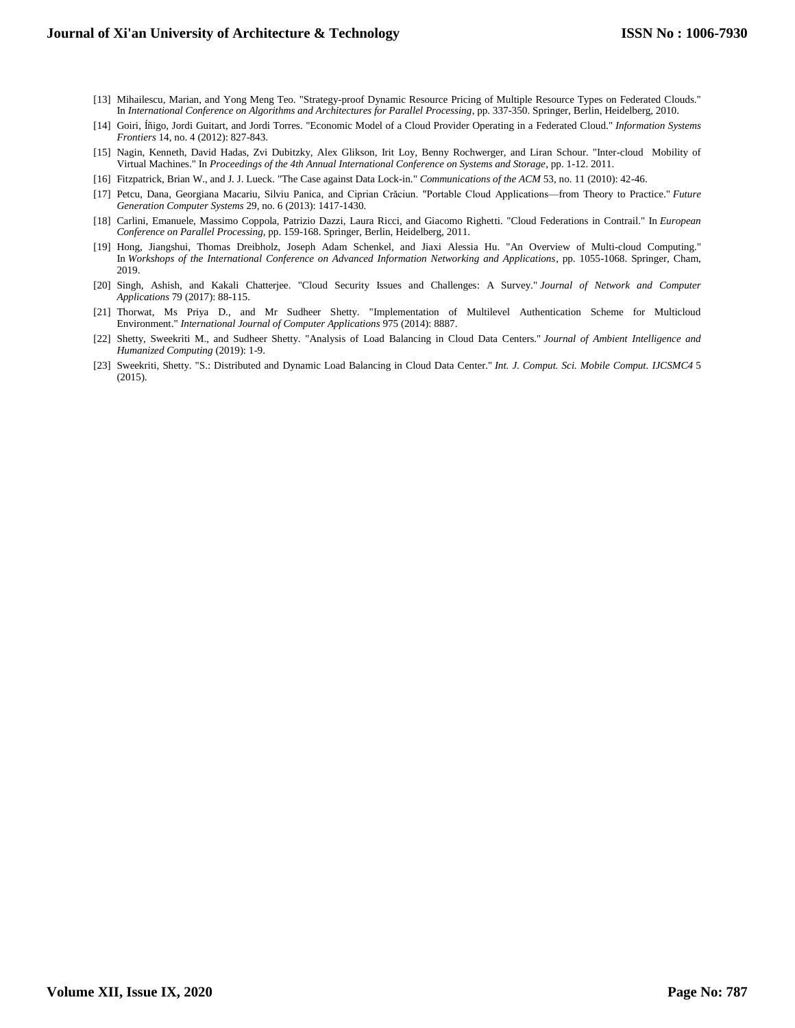[13] Mihailescu, Marian, and Yong Meng Teo. "Strategy-proof Dynamic Resource Pricing of Multiple Resource Types on Federated Clouds." In *International Conference on Algorithms and Architectures for Parallel Processing*, pp. 337-350. Springer, Berlin, Heidelberg, 2010.

[14] Goiri, Íñigo, Jordi Guitart, and Jordi Torres. "Economic Model of a Cloud Provider Operating in a Federated Cloud." *Information Systems Frontiers* 14, no. 4 (2012): 827-843.

[15] Nagin, Kenneth, David Hadas, Zvi Dubitzky, Alex Glikson, Irit Loy, Benny Rochwerger, and Liran Schour. "Inter-cloud Mobility of Virtual Machines." In *Proceedings of the 4th Annual International Conference on Systems and Storage*, pp. 1-12. 2011.

[16] Fitzpatrick, Brian W., and J. J. Lueck. "The Case against Data Lock-in." *Communications of the ACM* 53, no. 11 (2010): 42-46.

[17] Petcu, Dana, Georgiana Macariu, Silviu Panica, and Ciprian Crăciun. "Portable Cloud Applications—from Theory to Practice." *Future Generation Computer Systems* 29, no. 6 (2013): 1417-1430.

[18] Carlini, Emanuele, Massimo Coppola, Patrizio Dazzi, Laura Ricci, and Giacomo Righetti. "Cloud Federations in Contrail." In *European Conference on Parallel Processing*, pp. 159-168. Springer, Berlin, Heidelberg, 2011.

[19] Hong, Jiangshui, Thomas Dreibholz, Joseph Adam Schenkel, and Jiaxi Alessia Hu. "An Overview of Multi-cloud Computing." In *Workshops of the International Conference on Advanced Information Networking and Applications*, pp. 1055-1068. Springer, Cham, 2019.

[20] Singh, Ashish, and Kakali Chatterjee. "Cloud Security Issues and Challenges: A Survey." *Journal of Network and Computer Applications* 79 (2017): 88-115.

[21] Thorwat, Ms Priya D., and Mr Sudheer Shetty. "Implementation of Multilevel Authentication Scheme for Multicloud Environment." *International Journal of Computer Applications* 975 (2014): 8887.

[22] Shetty, Sweekriti M., and Sudheer Shetty. "Analysis of Load Balancing in Cloud Data Centers." *Journal of Ambient Intelligence and Humanized Computing* (2019): 1-9.

[23] Sweekriti, Shetty. "S.: Distributed and Dynamic Load Balancing in Cloud Data Center." *Int. J. Comput. Sci. Mobile Comput. IJCSMC4* 5 (2015).